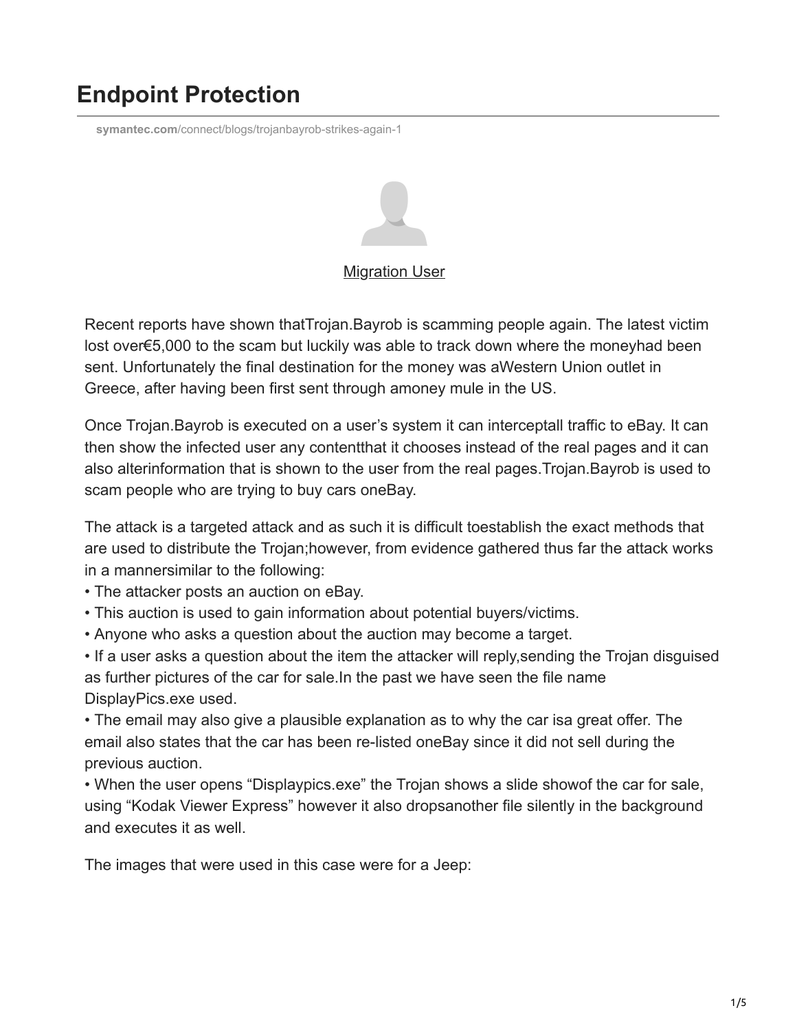# Endpoint Protection

symantec.com/connect/blogs/trojanbayrob-strikes-again-1

Migration User

Recent reports have shown thatTrojan.Bayrob is scamming people again. The latest victim lost over€5,000 to the scam but luckily was able to track down where the moneyhad been sent. Unfortunately the final destination for the money was aWestern Union outlet in Greece, after having been first sent through amoney mule in the US.

Once Trojan.Bayrob is executed on a user's system it can interceptall traffic to eBay. It can then show the infected user any contentthat it chooses instead of the real pages and it can also alterinformation that is shown to the user from the real pages.Trojan.Bayrob is used to scam people who are trying to buy cars oneBay.

The attack is a targeted attack and as such it is difficult toestablish the exact methods that are used to distribute the Trojan;however, from evidence gathered thus far the attack works in a mannersimilar to the following:

- The attacker posts an auction on eBay.
- This auction is used to gain information about potential buyers/victims.
- Anyone who asks a question about the auction may become a target.
- If a user asks a question about the item the attacker will reply,sending the Trojan disguised as further pictures of the car for sale.In the past we have seen the file name DisplayPics.exe used.
- The email may also give a plausible explanation as to why the car isa great offer. The email also states that the car has been re-listed oneBay since it did not sell during the previous auction.
- When the user opens "Displaypics.exe" the Trojan shows a slide showof the car for sale, using "Kodak Viewer Express" however it also dropsanother file silently in the background and executes it as well.

The images that were used in this case were for a Jeep: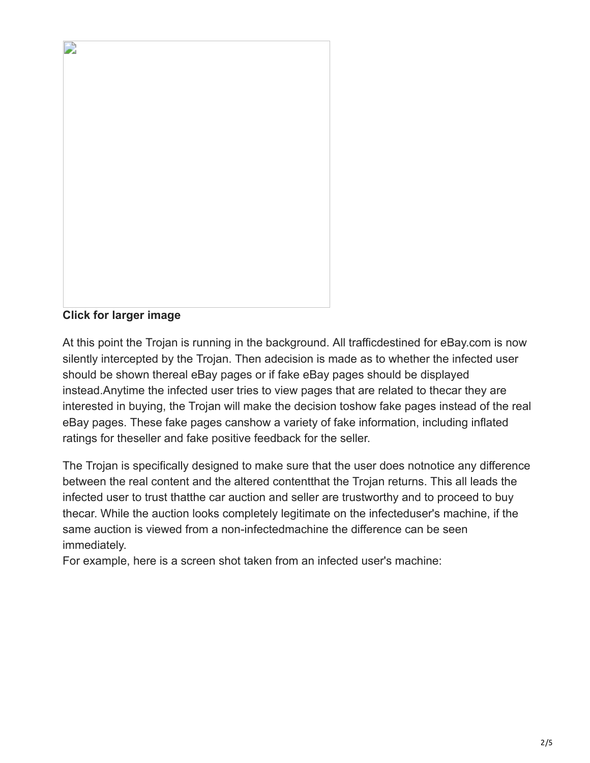**Click for larger image**

At this point the Trojan is running in the background. All trafficdestined for eBay.com is now silently intercepted by the Trojan. Then adecision is made as to whether the infected user should be shown thereal eBay pages or if fake eBay pages should be displayed instead.Anytime the infected user tries to view pages that are related to thecar they are interested in buying, the Trojan will make the decision toshow fake pages instead of the real eBay pages. These fake pages canshow a variety of fake information, including inflated ratings for theseller and fake positive feedback for the seller.

The Trojan is specifically designed to make sure that the user does notnotice any difference between the real content and the altered contentthat the Trojan returns. This all leads the infected user to trust thatthe car auction and seller are trustworthy and to proceed to buy thecar. While the auction looks completely legitimate on the infecteduser's machine, if the same auction is viewed from a non-infectedmachine the difference can be seen immediately.
For example, here is a screen shot taken from an infected user's machine: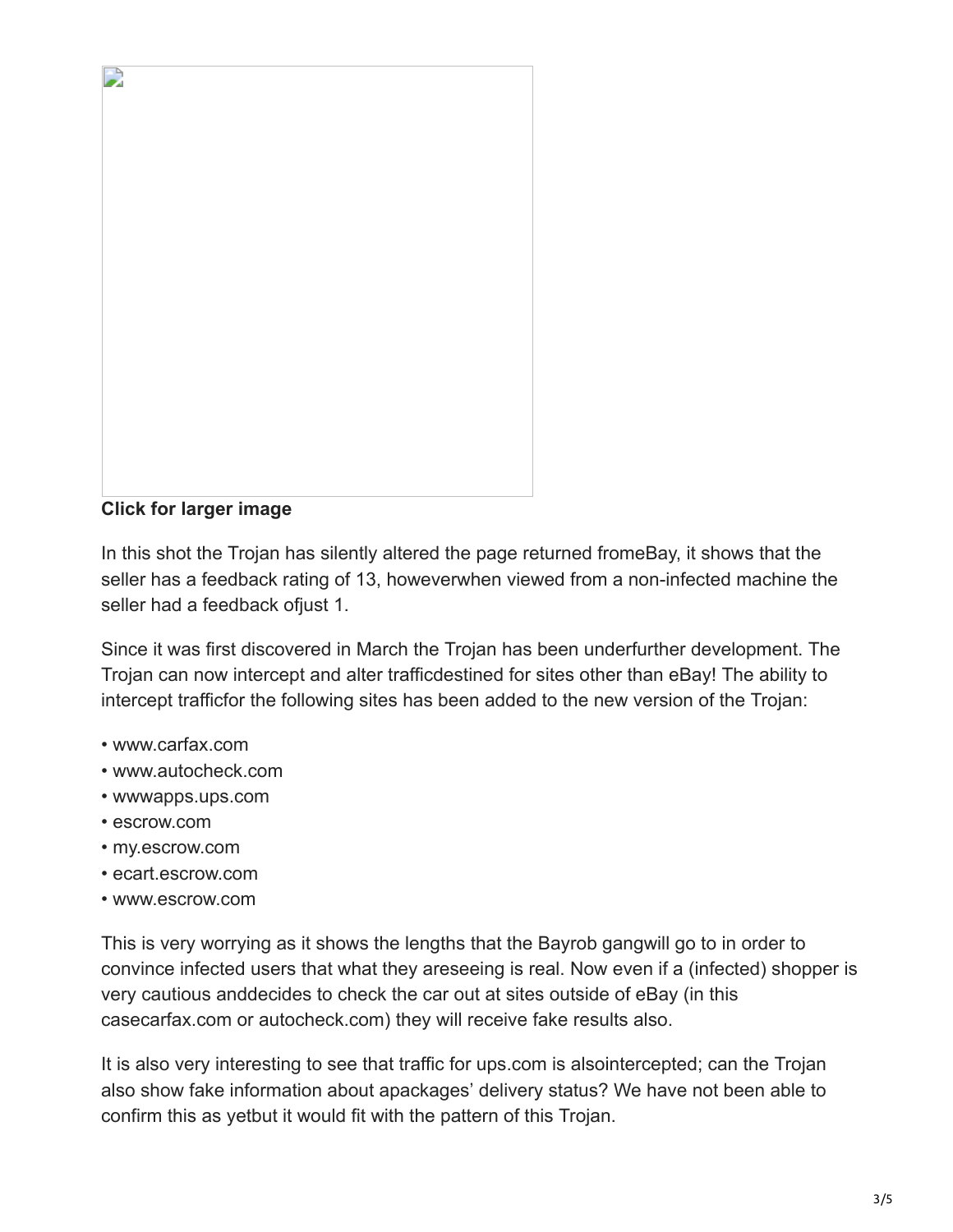**Click for larger image**

In this shot the Trojan has silently altered the page returned fromeBay, it shows that the seller has a feedback rating of 13, howeverwhen viewed from a non-infected machine the seller had a feedback ofjust 1.

Since it was first discovered in March the Trojan has been underfurther development. The Trojan can now intercept and alter trafficdestined for sites other than eBay! The ability to intercept trafficfor the following sites has been added to the new version of the Trojan:

- www.carfax.com
- www.autocheck.com
- wwwapps.ups.com
- escrow.com
- my.escrow.com
- ecart.escrow.com
- www.escrow.com

This is very worrying as it shows the lengths that the Bayrob gangwill go to in order to convince infected users that what they areseeing is real. Now even if a (infected) shopper is very cautious anddecides to check the car out at sites outside of eBay (in this casecarfax.com or autocheck.com) they will receive fake results also.

It is also very interesting to see that traffic for ups.com is alsointercepted; can the Trojan also show fake information about apackages' delivery status? We have not been able to confirm this as yetbut it would fit with the pattern of this Trojan.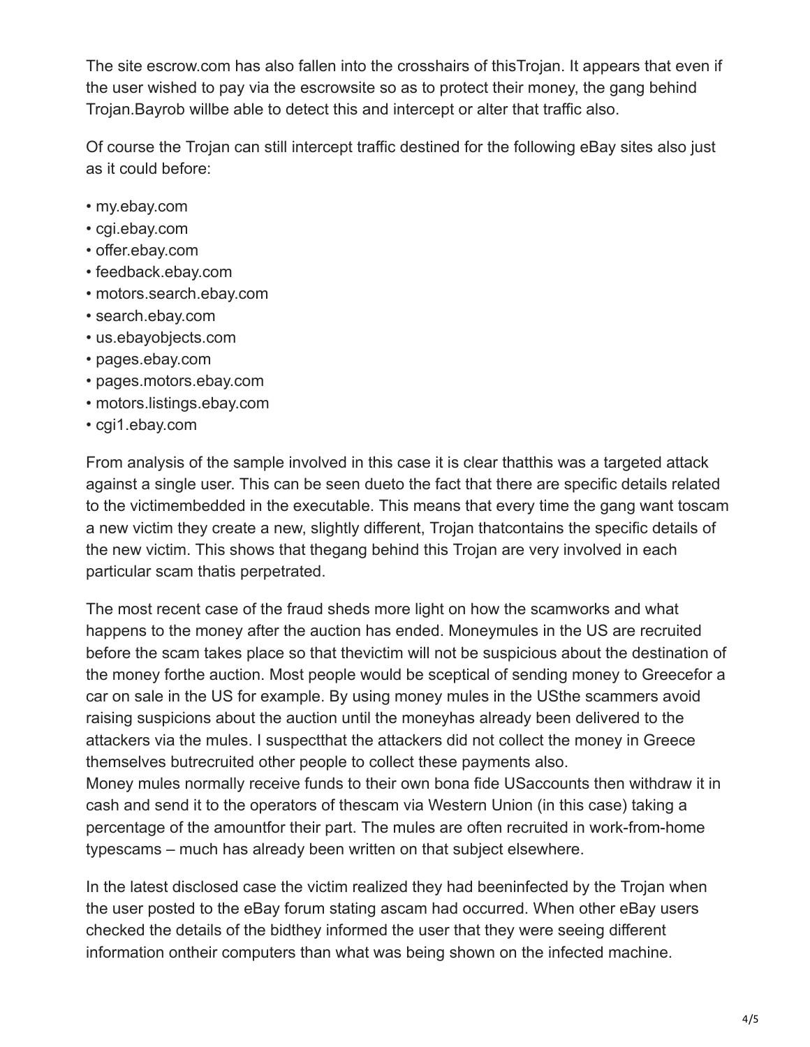The site escrow.com has also fallen into the crosshairs of thisTrojan. It appears that even if the user wished to pay via the escrowsite so as to protect their money, the gang behind Trojan.Bayrob willbe able to detect this and intercept or alter that traffic also.

Of course the Trojan can still intercept traffic destined for the following eBay sites also just as it could before:

- my.ebay.com
- cgi.ebay.com
- offer.ebay.com
- feedback.ebay.com
- motors.search.ebay.com
- search.ebay.com
- us.ebayobjects.com
- pages.ebay.com
- pages.motors.ebay.com
- motors.listings.ebay.com
- cgi1.ebay.com

From analysis of the sample involved in this case it is clear thatthis was a targeted attack against a single user. This can be seen dueto the fact that there are specific details related to the victimembedded in the executable. This means that every time the gang want toscam a new victim they create a new, slightly different, Trojan thatcontains the specific details of the new victim. This shows that thegang behind this Trojan are very involved in each particular scam thatis perpetrated.

The most recent case of the fraud sheds more light on how the scamworks and what happens to the money after the auction has ended. Moneymules in the US are recruited before the scam takes place so that thevictim will not be suspicious about the destination of the money forthe auction. Most people would be sceptical of sending money to Greecefor a car on sale in the US for example. By using money mules in the USthe scammers avoid raising suspicions about the auction until the moneyhas already been delivered to the attackers via the mules. I suspectthat the attackers did not collect the money in Greece themselves butrecruited other people to collect these payments also.
Money mules normally receive funds to their own bona fide USaccounts then withdraw it in cash and send it to the operators of thescam via Western Union (in this case) taking a percentage of the amountfor their part. The mules are often recruited in work-from-home typescams – much has already been written on that subject elsewhere.

In the latest disclosed case the victim realized they had beeninfected by the Trojan when the user posted to the eBay forum stating ascam had occurred. When other eBay users checked the details of the bidthey informed the user that they were seeing different information ontheir computers than what was being shown on the infected machine.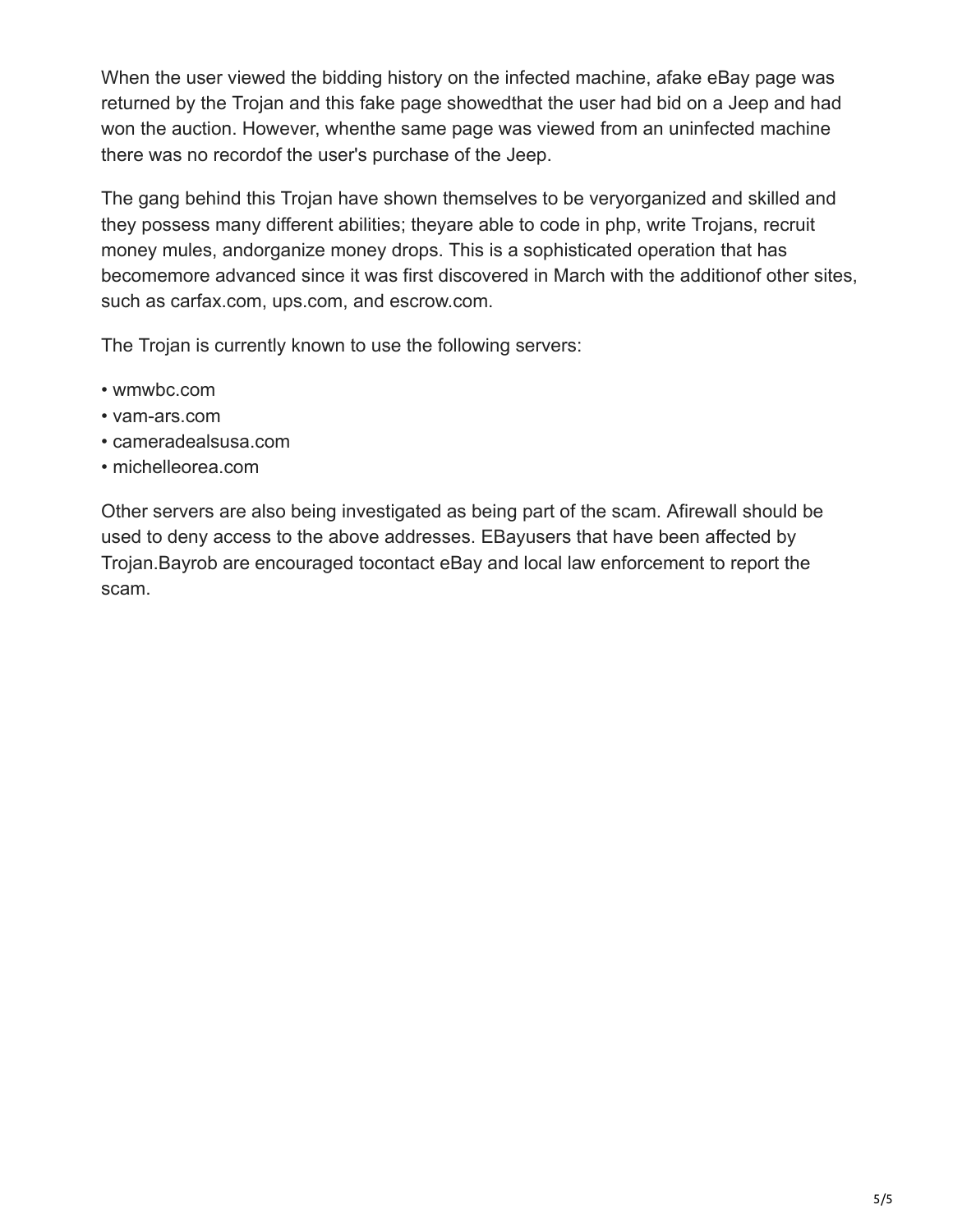When the user viewed the bidding history on the infected machine, afake eBay page was returned by the Trojan and this fake page showedthat the user had bid on a Jeep and had won the auction. However, whenthe same page was viewed from an uninfected machine there was no recordof the user's purchase of the Jeep.

The gang behind this Trojan have shown themselves to be veryorganized and skilled and they possess many different abilities; theyare able to code in php, write Trojans, recruit money mules, andorganize money drops. This is a sophisticated operation that has becomemore advanced since it was first discovered in March with the additionof other sites, such as carfax.com, ups.com, and escrow.com.

The Trojan is currently known to use the following servers:

- wmwbc.com
- vam-ars.com
- cameradealsusa.com
- michelleorea.com

Other servers are also being investigated as being part of the scam. Afirewall should be used to deny access to the above addresses. EBayusers that have been affected by Trojan.Bayrob are encouraged tocontact eBay and local law enforcement to report the scam.